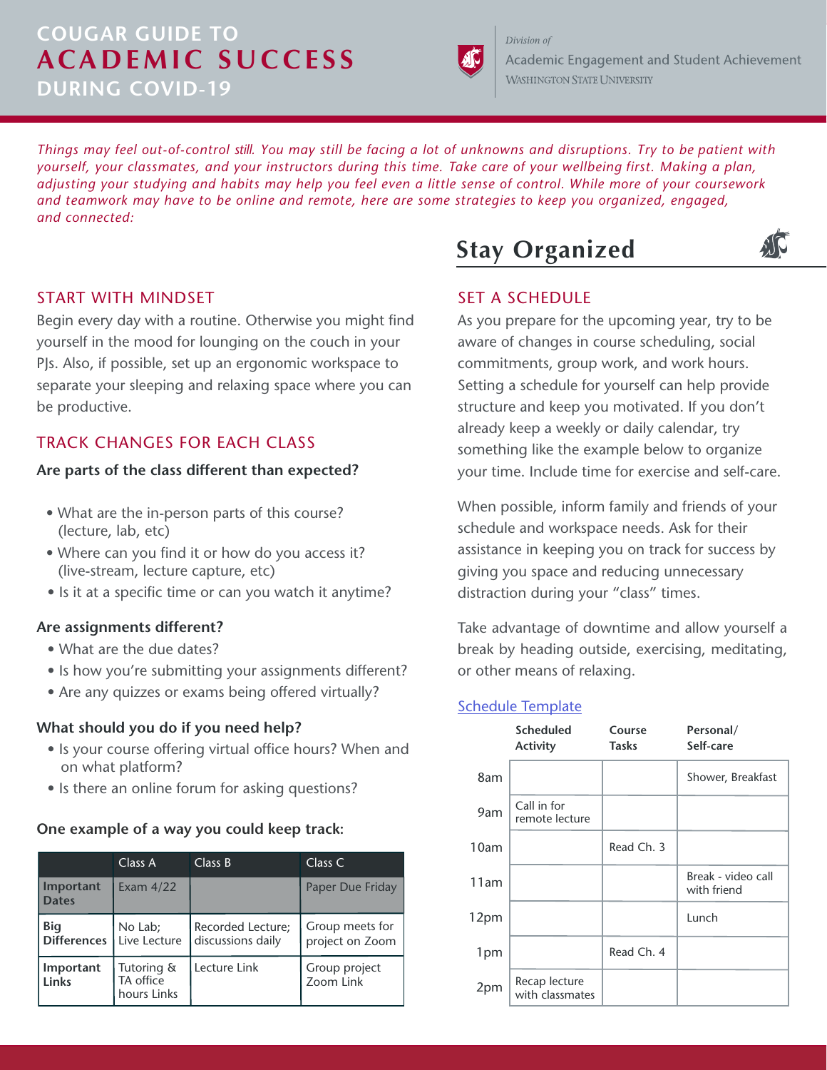# COUGAR GUIDE TO ACADEMIC SUCCESS DURING COVID-19

*Division of*
Academic Engagement and Student Achievement
Washington State University

*Things may feel out-of-control still. You may still be facing a lot of unknowns and disruptions. Try to be patient with yourself, your classmates, and your instructors during this time. Take care of your wellbeing first. Making a plan, adjusting your studying and habits may help you feel even a little sense of control. While more of your coursework and teamwork may have to be online and remote, here are some strategies to keep you organized, engaged, and connected:*

### START WITH MINDSET

Begin every day with a routine. Otherwise you might find yourself in the mood for lounging on the couch in your PJs. Also, if possible, set up an ergonomic workspace to separate your sleeping and relaxing space where you can be productive.

### TRACK CHANGES FOR EACH CLASS

**Are parts of the class different than expected?**

- What are the in-person parts of this course? (lecture, lab, etc)
- Where can you find it or how do you access it? (live-stream, lecture capture, etc)
- Is it at a specific time or can you watch it anytime?

**Are assignments different?**

- What are the due dates?
- Is how you're submitting your assignments different?
- Are any quizzes or exams being offered virtually?

**What should you do if you need help?**

- Is your course offering virtual office hours? When and on what platform?
- Is there an online forum for asking questions?

**One example of a way you could keep track:**

| | Class A | Class B | Class C |
|---|---|---|---|
| **Important Dates** | Exam 4/22 | | Paper Due Friday |
| **Big Differences** | No Lab; Live Lecture | Recorded Lecture; discussions daily | Group meets for project on Zoom |
| **Important Links** | Tutoring & TA office hours Links | Lecture Link | Group project Zoom Link |

## Stay Organized

### SET A SCHEDULE

As you prepare for the upcoming year, try to be aware of changes in course scheduling, social commitments, group work, and work hours. Setting a schedule for yourself can help provide structure and keep you motivated. If you don't already keep a weekly or daily calendar, try something like the example below to organize your time. Include time for exercise and self-care.

When possible, inform family and friends of your schedule and workspace needs. Ask for their assistance in keeping you on track for success by giving you space and reducing unnecessary distraction during your "class" times.

Take advantage of downtime and allow yourself a break by heading outside, exercising, meditating, or other means of relaxing.

[Schedule Template]

| | Scheduled Activity | Course Tasks | Personal/ Self-care |
|---|---|---|---|
| 8am | | | Shower, Breakfast |
| 9am | Call in for remote lecture | | |
| 10am | | Read Ch. 3 | |
| 11am | | | Break - video call with friend |
| 12pm | | | Lunch |
| 1pm | | Read Ch. 4 | |
| 2pm | Recap lecture with classmates | | |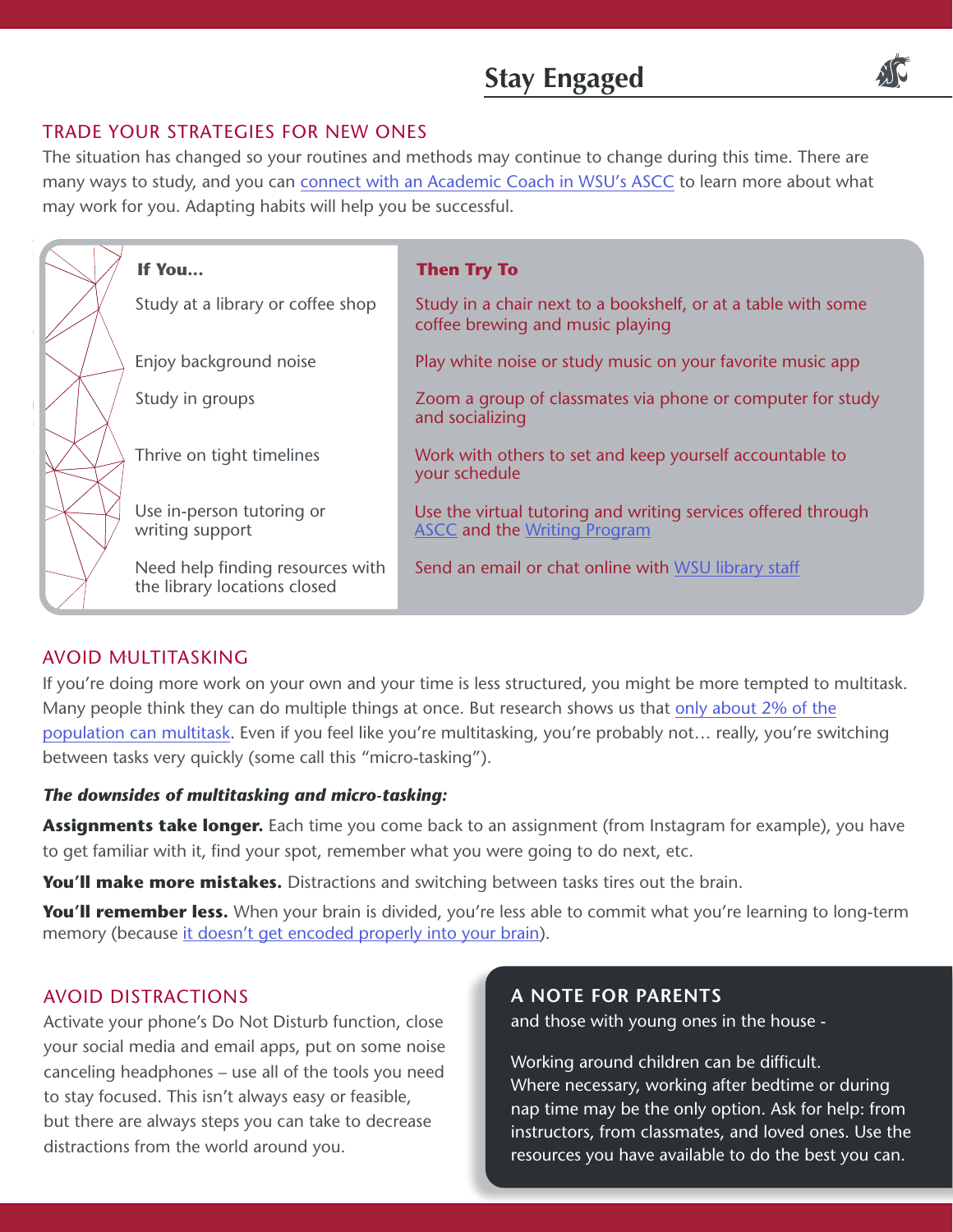# Stay Engaged

## TRADE YOUR STRATEGIES FOR NEW ONES

The situation has changed so your routines and methods may continue to change during this time. There are many ways to study, and you can connect with an Academic Coach in WSU's ASCC to learn more about what may work for you. Adapting habits will help you be successful.

| If You... | Then Try To |
| --- | --- |
| Study at a library or coffee shop | Study in a chair next to a bookshelf, or at a table with some coffee brewing and music playing |
| Enjoy background noise | Play white noise or study music on your favorite music app |
| Study in groups | Zoom a group of classmates via phone or computer for study and socializing |
| Thrive on tight timelines | Work with others to set and keep yourself accountable to your schedule |
| Use in-person tutoring or writing support | Use the virtual tutoring and writing services offered through ASCC and the Writing Program |
| Need help finding resources with the library locations closed | Send an email or chat online with WSU library staff |

## AVOID MULTITASKING

If you're doing more work on your own and your time is less structured, you might be more tempted to multitask. Many people think they can do multiple things at once. But research shows us that only about 2% of the population can multitask. Even if you feel like you're multitasking, you're probably not… really, you're switching between tasks very quickly (some call this "micro-tasking").

***The downsides of multitasking and micro-tasking:***

**Assignments take longer.** Each time you come back to an assignment (from Instagram for example), you have to get familiar with it, find your spot, remember what you were going to do next, etc.

**You'll make more mistakes.** Distractions and switching between tasks tires out the brain.

**You'll remember less.** When your brain is divided, you're less able to commit what you're learning to long-term memory (because it doesn't get encoded properly into your brain).

## AVOID DISTRACTIONS

Activate your phone's Do Not Disturb function, close your social media and email apps, put on some noise canceling headphones – use all of the tools you need to stay focused. This isn't always easy or feasible, but there are always steps you can take to decrease distractions from the world around you.

### A NOTE FOR PARENTS

and those with young ones in the house -

Working around children can be difficult. Where necessary, working after bedtime or during nap time may be the only option. Ask for help: from instructors, from classmates, and loved ones. Use the resources you have available to do the best you can.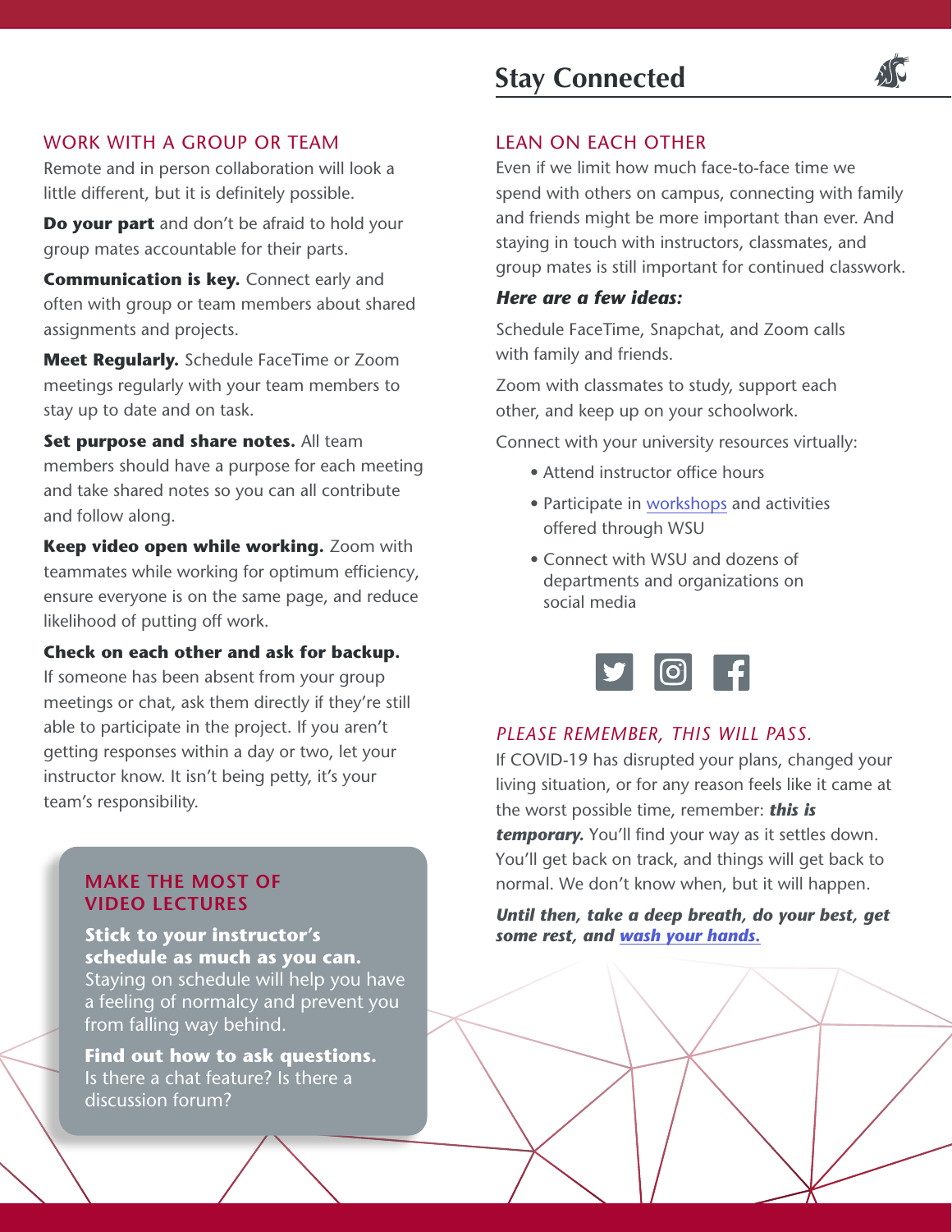# Stay Connected

## WORK WITH A GROUP OR TEAM

Remote and in person collaboration will look a little different, but it is definitely possible.

**Do your part** and don't be afraid to hold your group mates accountable for their parts.

**Communication is key.** Connect early and often with group or team members about shared assignments and projects.

**Meet Regularly.** Schedule FaceTime or Zoom meetings regularly with your team members to stay up to date and on task.

**Set purpose and share notes.** All team members should have a purpose for each meeting and take shared notes so you can all contribute and follow along.

**Keep video open while working.** Zoom with teammates while working for optimum efficiency, ensure everyone is on the same page, and reduce likelihood of putting off work.

**Check on each other and ask for backup.** If someone has been absent from your group meetings or chat, ask them directly if they're still able to participate in the project. If you aren't getting responses within a day or two, let your instructor know. It isn't being petty, it's your team's responsibility.

### MAKE THE MOST OF VIDEO LECTURES

**Stick to your instructor's schedule as much as you can.** Staying on schedule will help you have a feeling of normalcy and prevent you from falling way behind.

**Find out how to ask questions.** Is there a chat feature? Is there a discussion forum?

## LEAN ON EACH OTHER

Even if we limit how much face-to-face time we spend with others on campus, connecting with family and friends might be more important than ever. And staying in touch with instructors, classmates, and group mates is still important for continued classwork.

***Here are a few ideas:***

Schedule FaceTime, Snapchat, and Zoom calls with family and friends.

Zoom with classmates to study, support each other, and keep up on your schoolwork.

Connect with your university resources virtually:

- Attend instructor office hours
- Participate in workshops and activities offered through WSU
- Connect with WSU and dozens of departments and organizations on social media

## *PLEASE REMEMBER, THIS WILL PASS.*

If COVID-19 has disrupted your plans, changed your living situation, or for any reason feels like it came at the worst possible time, remember: ***this is temporary.*** You'll find your way as it settles down. You'll get back on track, and things will get back to normal. We don't know when, but it will happen.

***Until then, take a deep breath, do your best, get some rest, and wash your hands.***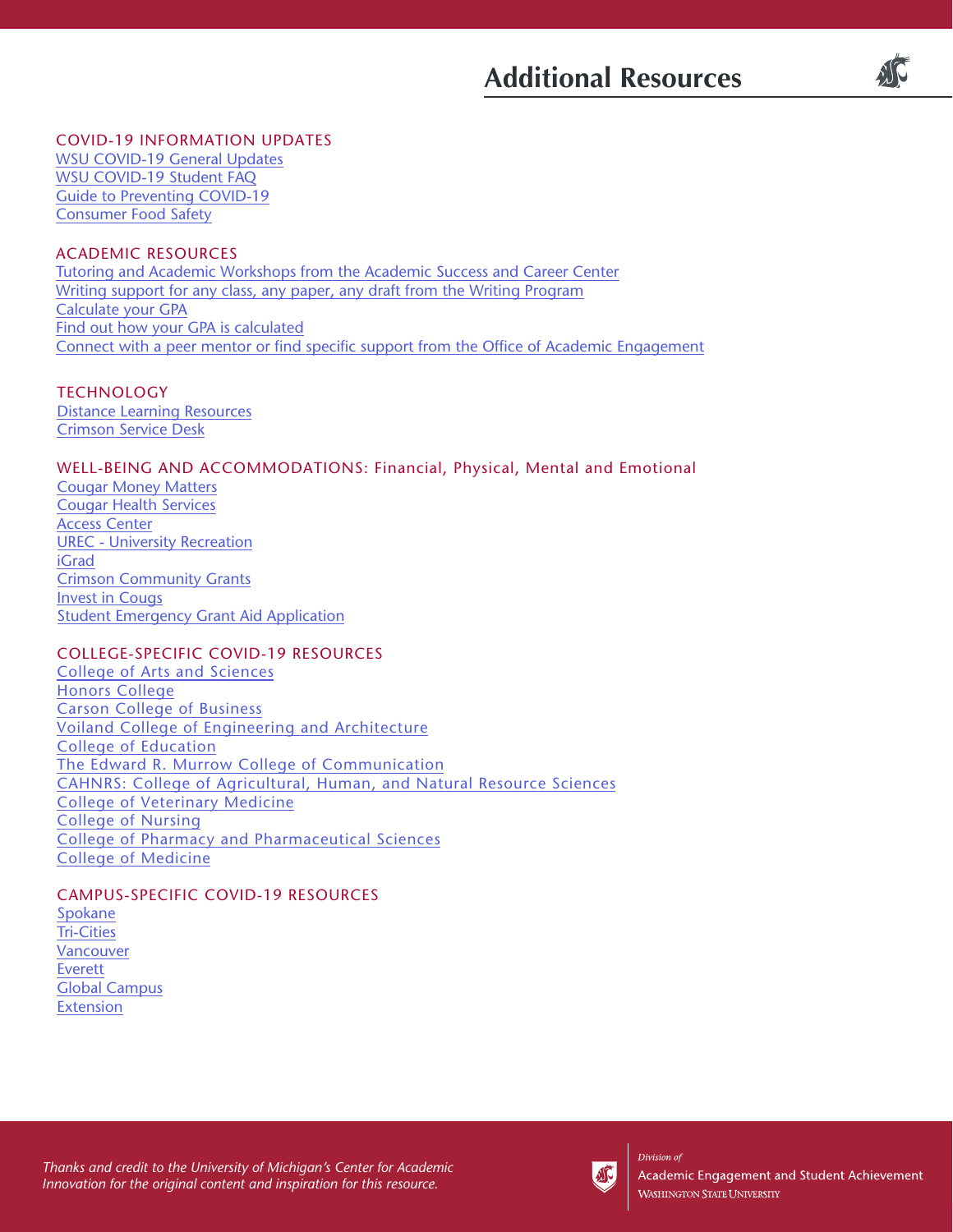# Additional Resources

## COVID-19 INFORMATION UPDATES

WSU COVID-19 General Updates
WSU COVID-19 Student FAQ
Guide to Preventing COVID-19
Consumer Food Safety

## ACADEMIC RESOURCES

Tutoring and Academic Workshops from the Academic Success and Career Center
Writing support for any class, any paper, any draft from the Writing Program
Calculate your GPA
Find out how your GPA is calculated
Connect with a peer mentor or find specific support from the Office of Academic Engagement

## TECHNOLOGY

Distance Learning Resources
Crimson Service Desk

## WELL-BEING AND ACCOMMODATIONS: Financial, Physical, Mental and Emotional

Cougar Money Matters
Cougar Health Services
Access Center
UREC - University Recreation
iGrad
Crimson Community Grants
Invest in Cougs
Student Emergency Grant Aid Application

## COLLEGE-SPECIFIC COVID-19 RESOURCES

College of Arts and Sciences
Honors College
Carson College of Business
Voiland College of Engineering and Architecture
College of Education
The Edward R. Murrow College of Communication
CAHNRS: College of Agricultural, Human, and Natural Resource Sciences
College of Veterinary Medicine
College of Nursing
College of Pharmacy and Pharmaceutical Sciences
College of Medicine

## CAMPUS-SPECIFIC COVID-19 RESOURCES

Spokane
Tri-Cities
Vancouver
Everett
Global Campus
Extension

*Thanks and credit to the University of Michigan's Center for Academic Innovation for the original content and inspiration for this resource.*

*Division of*
Academic Engagement and Student Achievement
Washington State University